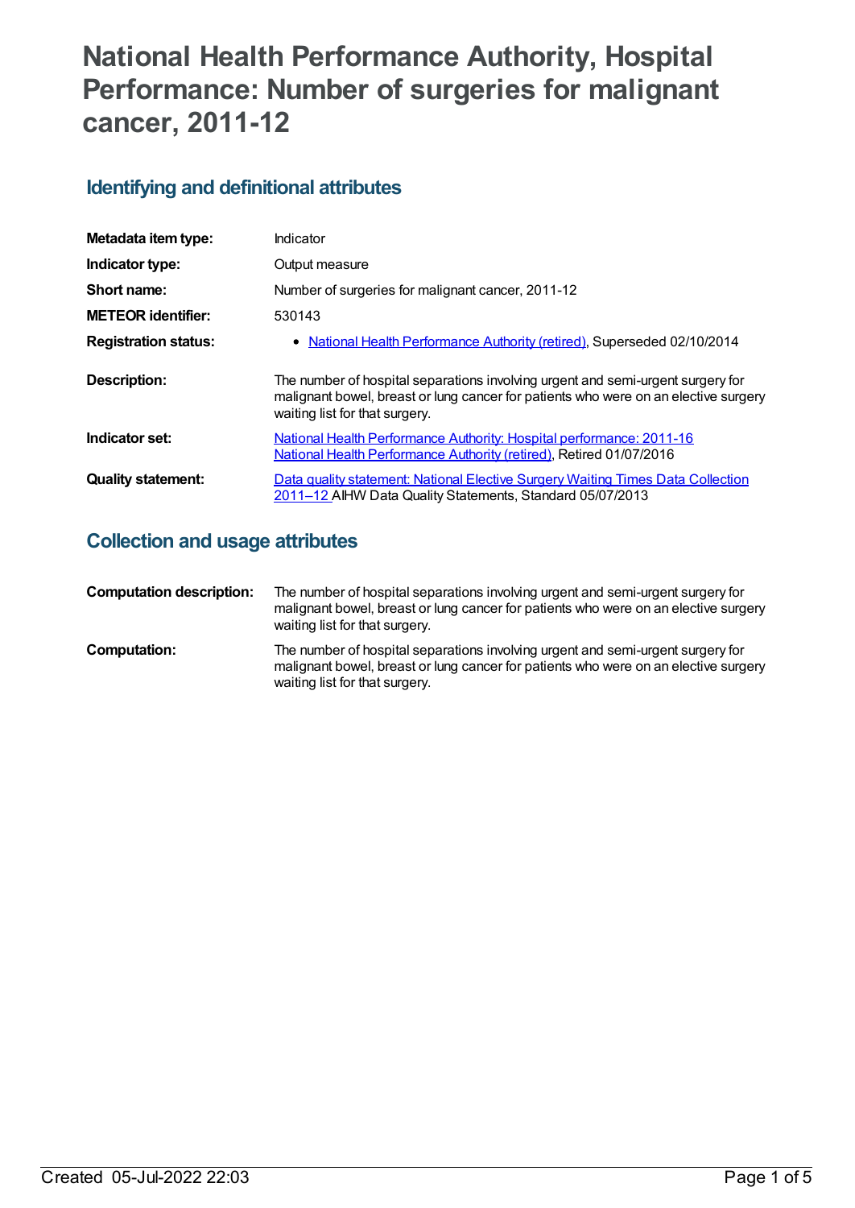# National Health Performance Authority, Hospital Performance: Number of surgeries for malignant cancer, 2011-12

## Identifying and definitional attributes

| | |
|---|---|
| **Metadata item type:** | Indicator |
| **Indicator type:** | Output measure |
| **Short name:** | Number of surgeries for malignant cancer, 2011-12 |
| **METEOR identifier:** | 530143 |
| **Registration status:** | • National Health Performance Authority (retired), Superseded 02/10/2014 |
| **Description:** | The number of hospital separations involving urgent and semi-urgent surgery for malignant bowel, breast or lung cancer for patients who were on an elective surgery waiting list for that surgery. |
| **Indicator set:** | National Health Performance Authority: Hospital performance: 2011-16 National Health Performance Authority (retired), Retired 01/07/2016 |
| **Quality statement:** | Data quality statement: National Elective Surgery Waiting Times Data Collection 2011–12 AIHW Data Quality Statements, Standard 05/07/2013 |

## Collection and usage attributes

| | |
|---|---|
| **Computation description:** | The number of hospital separations involving urgent and semi-urgent surgery for malignant bowel, breast or lung cancer for patients who were on an elective surgery waiting list for that surgery. |
| **Computation:** | The number of hospital separations involving urgent and semi-urgent surgery for malignant bowel, breast or lung cancer for patients who were on an elective surgery waiting list for that surgery. |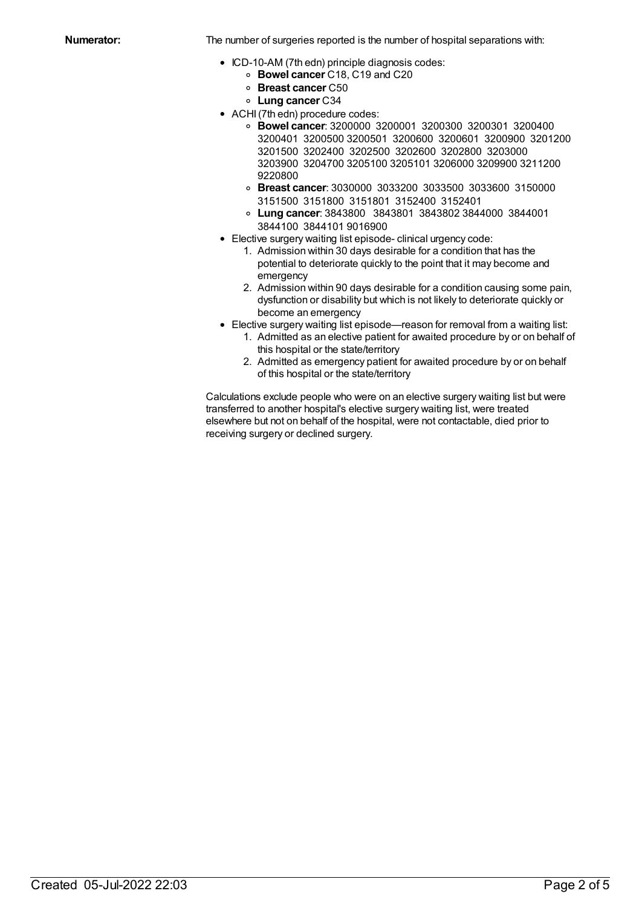**Numerator:**

The number of surgeries reported is the number of hospital separations with:

- ICD-10-AM (7th edn) principle diagnosis codes:
  - **Bowel cancer** C18, C19 and C20
  - **Breast cancer** C50
  - **Lung cancer** C34
- ACHI (7th edn) procedure codes:
  - **Bowel cancer**: 3200000 3200001 3200300 3200301 3200400 3200401 3200500 3200501 3200600 3200601 3200900 3201200 3201500 3202400 3202500 3202600 3202800 3203000 3203900 3204700 3205100 3205101 3206000 3209900 3211200 9220800
  - **Breast cancer**: 3030000 3033200 3033500 3033600 3150000 3151500 3151800 3151801 3152400 3152401
  - **Lung cancer**: 3843800 3843801 3843802 3844000 3844001 3844100 3844101 9016900
- Elective surgery waiting list episode- clinical urgency code:
  1. Admission within 30 days desirable for a condition that has the potential to deteriorate quickly to the point that it may become and emergency
  2. Admission within 90 days desirable for a condition causing some pain, dysfunction or disability but which is not likely to deteriorate quickly or become an emergency
- Elective surgery waiting list episode—reason for removal from a waiting list:
  1. Admitted as an elective patient for awaited procedure by or on behalf of this hospital or the state/territory
  2. Admitted as emergency patient for awaited procedure by or on behalf of this hospital or the state/territory

Calculations exclude people who were on an elective surgery waiting list but were transferred to another hospital's elective surgery waiting list, were treated elsewhere but not on behalf of the hospital, were not contactable, died prior to receiving surgery or declined surgery.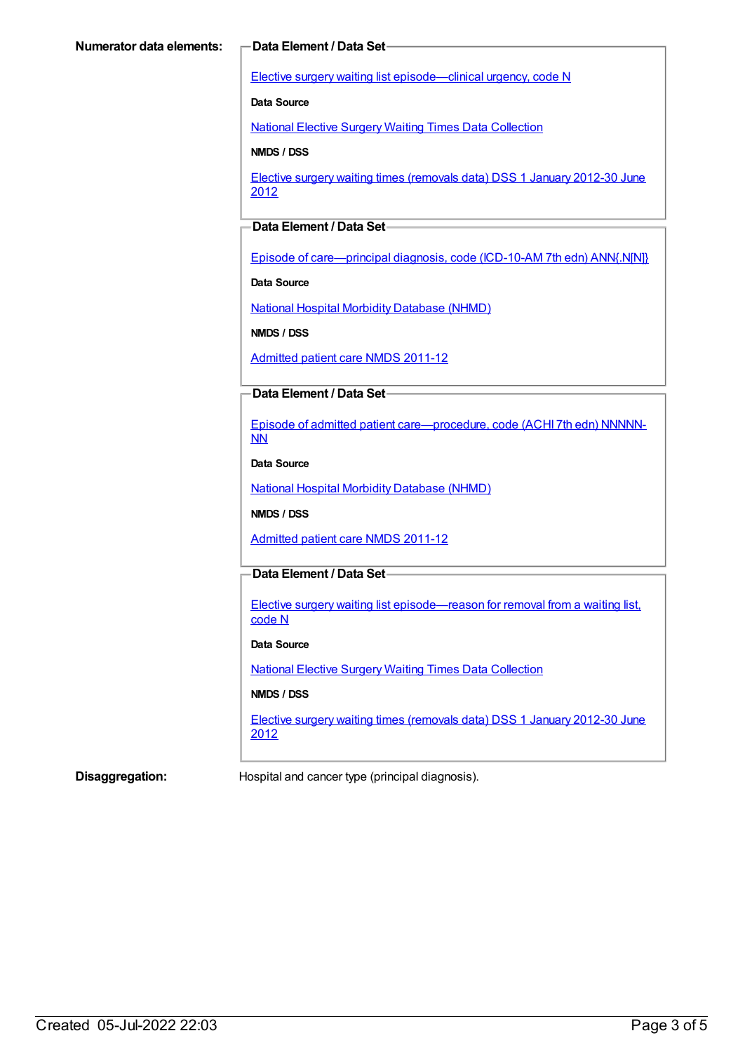**Numerator data elements:**

**Data Element / Data Set**

Elective surgery waiting list episode—clinical urgency, code N

**Data Source**

National Elective Surgery Waiting Times Data Collection

**NMDS / DSS**

Elective surgery waiting times (removals data) DSS 1 January 2012-30 June 2012

**Data Element / Data Set**

Episode of care—principal diagnosis, code (ICD-10-AM 7th edn) ANN{.N[N]}

**Data Source**

National Hospital Morbidity Database (NHMD)

**NMDS / DSS**

Admitted patient care NMDS 2011-12

**Data Element / Data Set**

Episode of admitted patient care—procedure, code (ACHI 7th edn) NNNNN-NN

**Data Source**

National Hospital Morbidity Database (NHMD)

**NMDS / DSS**

Admitted patient care NMDS 2011-12

**Data Element / Data Set**

Elective surgery waiting list episode—reason for removal from a waiting list, code N

**Data Source**

National Elective Surgery Waiting Times Data Collection

**NMDS / DSS**

Elective surgery waiting times (removals data) DSS 1 January 2012-30 June 2012

**Disaggregation:** Hospital and cancer type (principal diagnosis).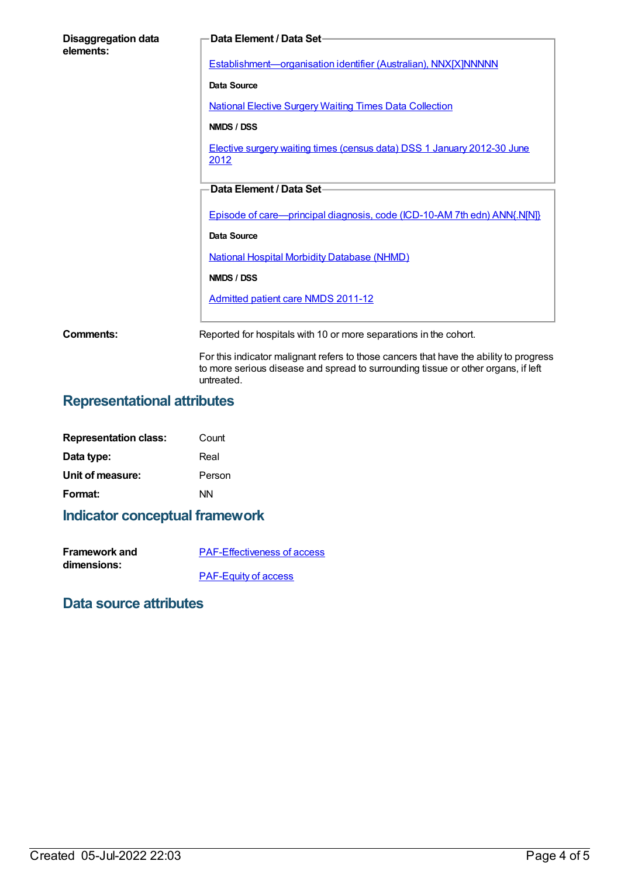**Disaggregation data elements:**

**Data Element / Data Set**

Establishment—organisation identifier (Australian), NNX[X]NNNNN

**Data Source**

National Elective Surgery Waiting Times Data Collection

**NMDS / DSS**

Elective surgery waiting times (census data) DSS 1 January 2012-30 June 2012

**Data Element / Data Set**

Episode of care—principal diagnosis, code (ICD-10-AM 7th edn) ANN{.N[N]}

**Data Source**

National Hospital Morbidity Database (NHMD)

**NMDS / DSS**

Admitted patient care NMDS 2011-12

**Comments:**

Reported for hospitals with 10 or more separations in the cohort.

For this indicator malignant refers to those cancers that have the ability to progress to more serious disease and spread to surrounding tissue or other organs, if left untreated.

## Representational attributes

| | |
|---|---|
| **Representation class:** | Count |
| **Data type:** | Real |
| **Unit of measure:** | Person |
| **Format:** | NN |

## Indicator conceptual framework

**Framework and dimensions:**

PAF-Effectiveness of access

PAF-Equity of access

## Data source attributes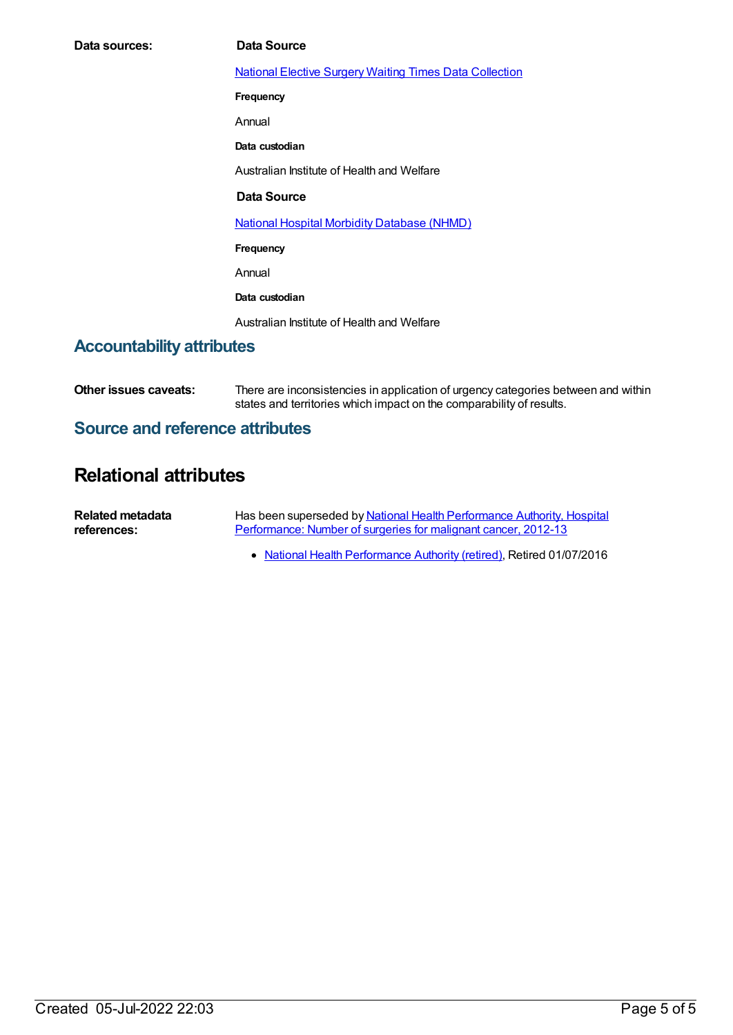**Data sources:**

**Data Source**

National Elective Surgery Waiting Times Data Collection

**Frequency**

Annual

**Data custodian**

Australian Institute of Health and Welfare

**Data Source**

National Hospital Morbidity Database (NHMD)

**Frequency**

Annual

**Data custodian**

Australian Institute of Health and Welfare

## Accountability attributes

**Other issues caveats:** There are inconsistencies in application of urgency categories between and within states and territories which impact on the comparability of results.

## Source and reference attributes

# Relational attributes

**Related metadata references:** Has been superseded by National Health Performance Authority, Hospital Performance: Number of surgeries for malignant cancer, 2012-13

- National Health Performance Authority (retired), Retired 01/07/2016